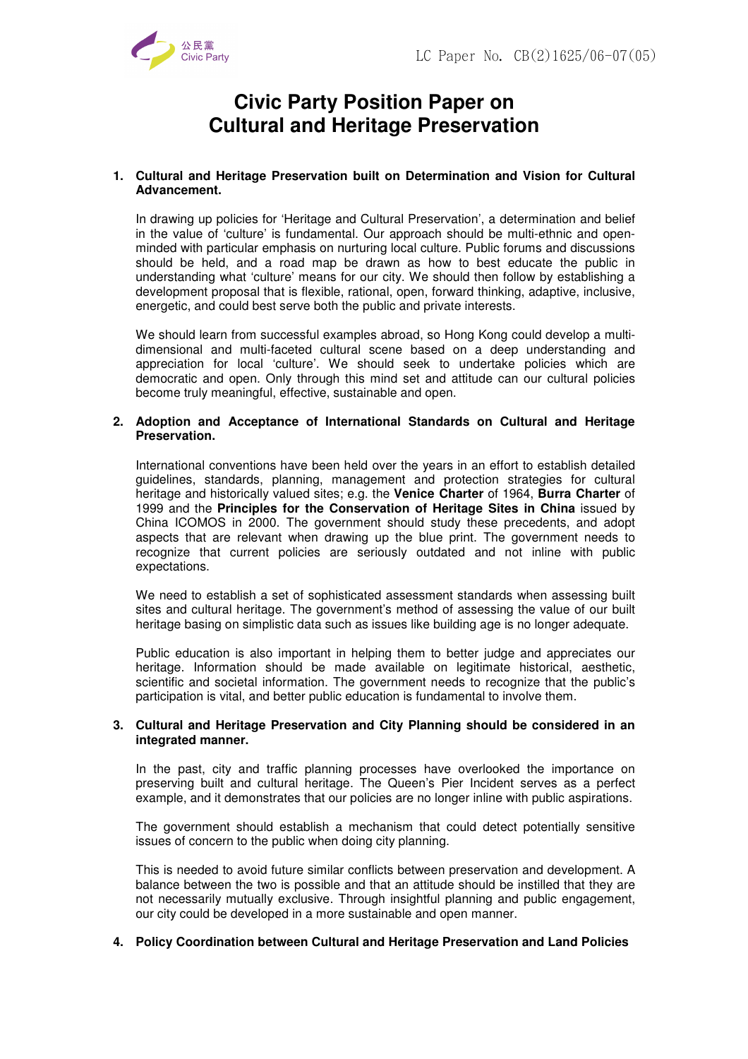# Civic Party Position Paper on Cultural and Heritage Preservation

## 1. Cultural and Heritage Preservation built on Determination and Vision for Cultural Advancement.

In drawing up policies for 'Heritage and Cultural Preservation', a determination and belief in the value of 'culture' is fundamental. Our approach should be multi-ethnic and open-minded with particular emphasis on nurturing local culture. Public forums and discussions should be held, and a road map be drawn as how to best educate the public in understanding what 'culture' means for our city. We should then follow by establishing a development proposal that is flexible, rational, open, forward thinking, adaptive, inclusive, energetic, and could best serve both the public and private interests.

We should learn from successful examples abroad, so Hong Kong could develop a multi-dimensional and multi-faceted cultural scene based on a deep understanding and appreciation for local 'culture'. We should seek to undertake policies which are democratic and open. Only through this mind set and attitude can our cultural policies become truly meaningful, effective, sustainable and open.

## 2. Adoption and Acceptance of International Standards on Cultural and Heritage Preservation.

International conventions have been held over the years in an effort to establish detailed guidelines, standards, planning, management and protection strategies for cultural heritage and historically valued sites; e.g. the **Venice Charter** of 1964, **Burra Charter** of 1999 and the **Principles for the Conservation of Heritage Sites in China** issued by China ICOMOS in 2000. The government should study these precedents, and adopt aspects that are relevant when drawing up the blue print. The government needs to recognize that current policies are seriously outdated and not inline with public expectations.

We need to establish a set of sophisticated assessment standards when assessing built sites and cultural heritage. The government's method of assessing the value of our built heritage basing on simplistic data such as issues like building age is no longer adequate.

Public education is also important in helping them to better judge and appreciates our heritage. Information should be made available on legitimate historical, aesthetic, scientific and societal information. The government needs to recognize that the public's participation is vital, and better public education is fundamental to involve them.

## 3. Cultural and Heritage Preservation and City Planning should be considered in an integrated manner.

In the past, city and traffic planning processes have overlooked the importance on preserving built and cultural heritage. The Queen's Pier Incident serves as a perfect example, and it demonstrates that our policies are no longer inline with public aspirations.

The government should establish a mechanism that could detect potentially sensitive issues of concern to the public when doing city planning.

This is needed to avoid future similar conflicts between preservation and development. A balance between the two is possible and that an attitude should be instilled that they are not necessarily mutually exclusive. Through insightful planning and public engagement, our city could be developed in a more sustainable and open manner.

## 4. Policy Coordination between Cultural and Heritage Preservation and Land Policies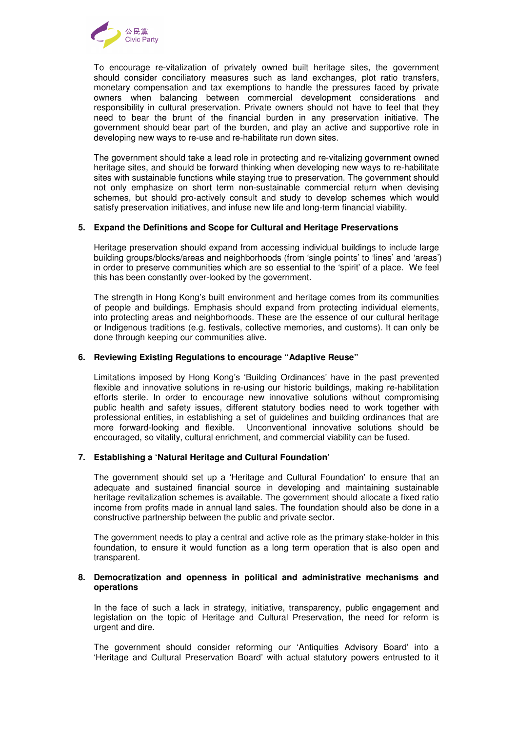To encourage re-vitalization of privately owned built heritage sites, the government should consider conciliatory measures such as land exchanges, plot ratio transfers, monetary compensation and tax exemptions to handle the pressures faced by private owners when balancing between commercial development considerations and responsibility in cultural preservation. Private owners should not have to feel that they need to bear the brunt of the financial burden in any preservation initiative. The government should bear part of the burden, and play an active and supportive role in developing new ways to re-use and re-habilitate run down sites.

The government should take a lead role in protecting and re-vitalizing government owned heritage sites, and should be forward thinking when developing new ways to re-habilitate sites with sustainable functions while staying true to preservation. The government should not only emphasize on short term non-sustainable commercial return when devising schemes, but should pro-actively consult and study to develop schemes which would satisfy preservation initiatives, and infuse new life and long-term financial viability.

**5. Expand the Definitions and Scope for Cultural and Heritage Preservations**

Heritage preservation should expand from accessing individual buildings to include large building groups/blocks/areas and neighborhoods (from 'single points' to 'lines' and 'areas') in order to preserve communities which are so essential to the 'spirit' of a place. We feel this has been constantly over-looked by the government.

The strength in Hong Kong's built environment and heritage comes from its communities of people and buildings. Emphasis should expand from protecting individual elements, into protecting areas and neighborhoods. These are the essence of our cultural heritage or Indigenous traditions (e.g. festivals, collective memories, and customs). It can only be done through keeping our communities alive.

**6. Reviewing Existing Regulations to encourage "Adaptive Reuse"**

Limitations imposed by Hong Kong's 'Building Ordinances' have in the past prevented flexible and innovative solutions in re-using our historic buildings, making re-habilitation efforts sterile. In order to encourage new innovative solutions without compromising public health and safety issues, different statutory bodies need to work together with professional entities, in establishing a set of guidelines and building ordinances that are more forward-looking and flexible. Unconventional innovative solutions should be encouraged, so vitality, cultural enrichment, and commercial viability can be fused.

**7. Establishing a 'Natural Heritage and Cultural Foundation'**

The government should set up a 'Heritage and Cultural Foundation' to ensure that an adequate and sustained financial source in developing and maintaining sustainable heritage revitalization schemes is available. The government should allocate a fixed ratio income from profits made in annual land sales. The foundation should also be done in a constructive partnership between the public and private sector.

The government needs to play a central and active role as the primary stake-holder in this foundation, to ensure it would function as a long term operation that is also open and transparent.

**8. Democratization and openness in political and administrative mechanisms and operations**

In the face of such a lack in strategy, initiative, transparency, public engagement and legislation on the topic of Heritage and Cultural Preservation, the need for reform is urgent and dire.

The government should consider reforming our 'Antiquities Advisory Board' into a 'Heritage and Cultural Preservation Board' with actual statutory powers entrusted to it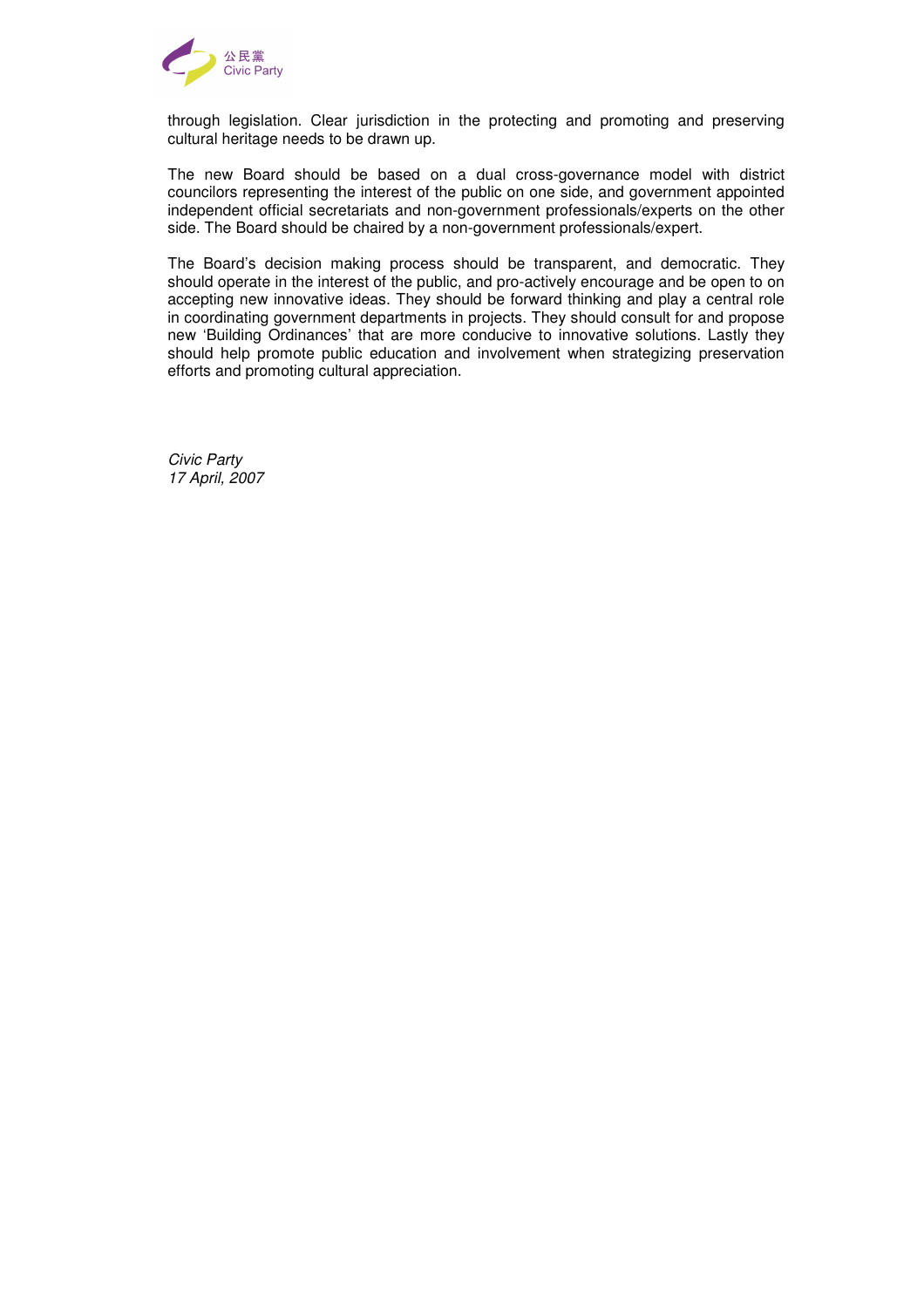through legislation. Clear jurisdiction in the protecting and promoting and preserving cultural heritage needs to be drawn up.

The new Board should be based on a dual cross-governance model with district councilors representing the interest of the public on one side, and government appointed independent official secretariats and non-government professionals/experts on the other side. The Board should be chaired by a non-government professionals/expert.

The Board's decision making process should be transparent, and democratic. They should operate in the interest of the public, and pro-actively encourage and be open to on accepting new innovative ideas. They should be forward thinking and play a central role in coordinating government departments in projects. They should consult for and propose new 'Building Ordinances' that are more conducive to innovative solutions. Lastly they should help promote public education and involvement when strategizing preservation efforts and promoting cultural appreciation.

*Civic Party*
*17 April, 2007*